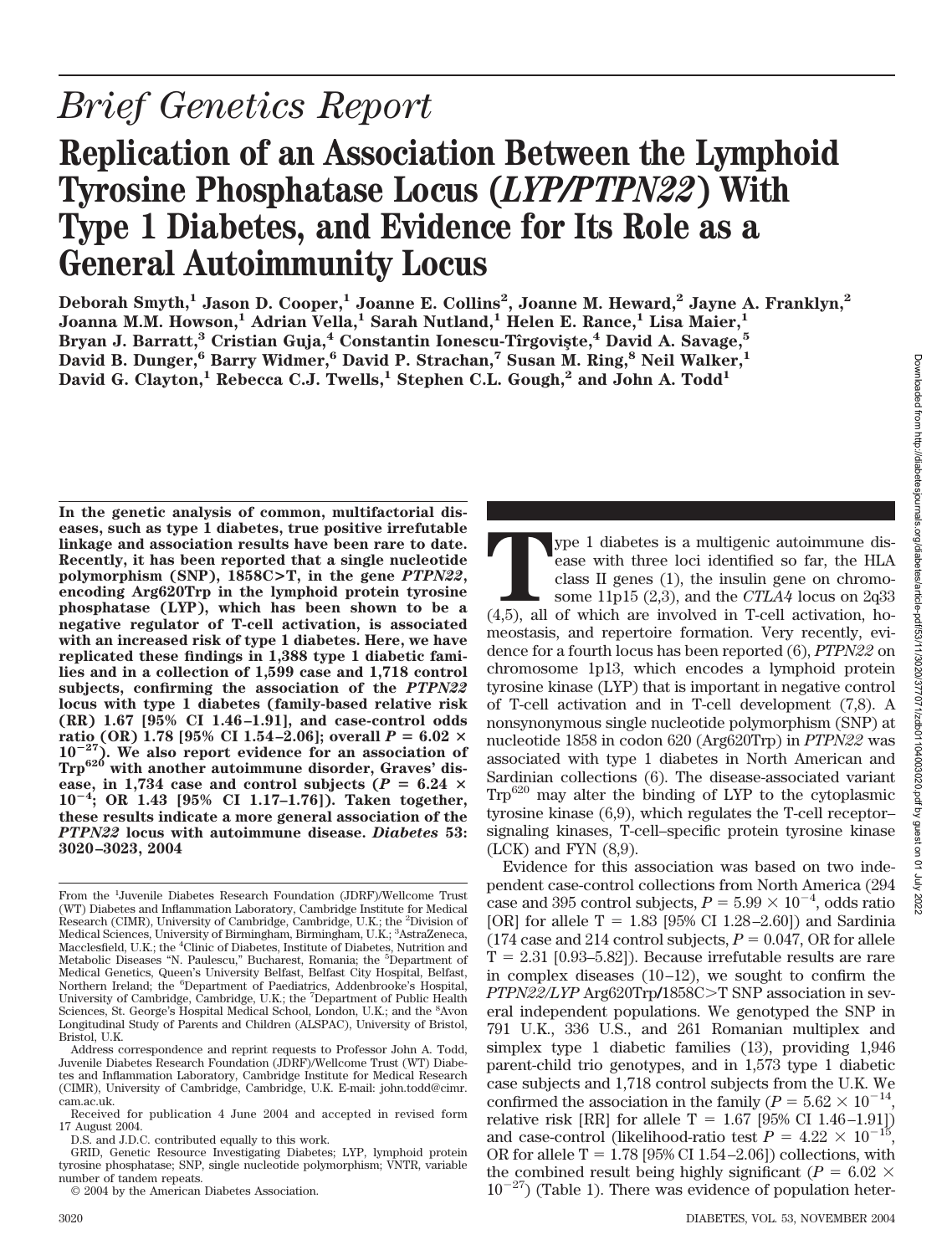# Brief Genetics Report

# Replication of an Association Between the Lymphoid Tyrosine Phosphatase Locus (*LYP/PTPN22*) With Type 1 Diabetes, and Evidence for Its Role as a General Autoimmunity Locus

**Deborah Smyth,[1] Jason D. Cooper,[1] Joanne E. Collins[2], Joanne M. Heward,[2] Jayne A. Franklyn,[2] Joanna M.M. Howson,[1] Adrian Vella,[1] Sarah Nutland,[1] Helen E. Rance,[1] Lisa Maier,[1] Bryan J. Barratt,[3] Cristian Guja,[4] Constantin Ionescu-Tîrgovişte,[4] David A. Savage,[5] David B. Dunger,[6] Barry Widmer,[6] David P. Strachan,[7] Susan M. Ring,[8] Neil Walker,[1] David G. Clayton,[1] Rebecca C.J. Twells,[1] Stephen C.L. Gough,[2] and John A. Todd[1]**

**In the genetic analysis of common, multifactorial diseases, such as type 1 diabetes, true positive irrefutable linkage and association results have been rare to date. Recently, it has been reported that a single nucleotide polymorphism (SNP), 1858C>T, in the gene *PTPN22*, encoding Arg620Trp in the lymphoid protein tyrosine phosphatase (LYP), which has been shown to be a negative regulator of T-cell activation, is associated with an increased risk of type 1 diabetes. Here, we have replicated these findings in 1,388 type 1 diabetic families and in a collection of 1,599 case and 1,718 control subjects, confirming the association of the *PTPN22* locus with type 1 diabetes (family-based relative risk (RR) 1.67 [95% CI 1.46–1.91], and case-control odds ratio (OR) 1.78 [95% CI 1.54–2.06]; overall $P = 6.02 \times 10^{-27}$). We also report evidence for an association of $\text{Trp}^{620}$ with another autoimmune disorder, Graves' disease, in 1,734 case and control subjects ($P = 6.24 \times 10^{-4}$; OR 1.43 [95% CI 1.17–1.76]). Taken together, these results indicate a more general association of the *PTPN22* locus with autoimmune disease. *Diabetes* 53: 3020–3023, 2004**

From the [1]Juvenile Diabetes Research Foundation (JDRF)/Wellcome Trust (WT) Diabetes and Inflammation Laboratory, Cambridge Institute for Medical Research (CIMR), University of Cambridge, Cambridge, U.K.; the [2]Division of Medical Sciences, University of Birmingham, Birmingham, U.K.; [3]AstraZeneca, Macclesfield, U.K.; the [4]Clinic of Diabetes, Institute of Diabetes, Nutrition and Metabolic Diseases "N. Paulescu," Bucharest, Romania; the [5]Department of Medical Genetics, Queen's University Belfast, Belfast City Hospital, Belfast, Northern Ireland; the [6]Department of Paediatrics, Addenbrooke's Hospital, University of Cambridge, Cambridge, U.K.; the [7]Department of Public Health Sciences, St. George's Hospital Medical School, London, U.K.; and the [8]Avon Longitudinal Study of Parents and Children (ALSPAC), University of Bristol, Bristol, U.K.

Address correspondence and reprint requests to Professor John A. Todd, Juvenile Diabetes Research Foundation (JDRF)/Wellcome Trust (WT) Diabetes and Inflammation Laboratory, Cambridge Institute for Medical Research (CIMR), University of Cambridge, Cambridge, U.K. E-mail: john.todd@cimr.cam.ac.uk.

Received for publication 4 June 2004 and accepted in revised form 17 August 2004.

D.S. and J.D.C. contributed equally to this work.

GRID, Genetic Resource Investigating Diabetes; LYP, lymphoid protein tyrosine phosphatase; SNP, single nucleotide polymorphism; VNTR, variable number of tandem repeats.

© 2004 by the American Diabetes Association.

Type 1 diabetes is a multigenic autoimmune disease with three loci identified so far, the HLA class II genes (1), the insulin gene on chromosome 11p15 (2,3), and the *CTLA4* locus on 2q33 (4,5), all of which are involved in T-cell activation, homeostasis, and repertoire formation. Very recently, evidence for a fourth locus has been reported (6), *PTPN22* on chromosome 1p13, which encodes a lymphoid protein tyrosine kinase (LYP) that is important in negative control of T-cell activation and in T-cell development (7,8). A nonsynonymous single nucleotide polymorphism (SNP) at nucleotide 1858 in codon 620 (Arg620Trp) in *PTPN22* was associated with type 1 diabetes in North American and Sardinian collections (6). The disease-associated variant $\text{Trp}^{620}$ may alter the binding of LYP to the cytoplasmic tyrosine kinase (6,9), which regulates the T-cell receptor–signaling kinases, T-cell–specific protein tyrosine kinase (LCK) and FYN (8,9).

Evidence for this association was based on two independent case-control collections from North America (294 case and 395 control subjects, $P = 5.99 \times 10^{-4}$, odds ratio [OR] for allele T = 1.83 [95% CI 1.28–2.60]) and Sardinia (174 case and 214 control subjects, $P = 0.047$, OR for allele T = 2.31 [0.93–5.82]). Because irrefutable results are rare in complex diseases (10–12), we sought to confirm the *PTPN22/LYP* Arg620Trp/1858C>T SNP association in several independent populations. We genotyped the SNP in 791 U.K., 336 U.S., and 261 Romanian multiplex and simplex type 1 diabetic families (13), providing 1,946 parent-child trio genotypes, and in 1,573 type 1 diabetic case subjects and 1,718 control subjects from the U.K. We confirmed the association in the family ($P = 5.62 \times 10^{-14}$, relative risk [RR] for allele T = 1.67 [95% CI 1.46–1.91]) and case-control (likelihood-ratio test $P = 4.22 \times 10^{-15}$, OR for allele T = 1.78 [95% CI 1.54–2.06]) collections, with the combined result being highly significant ($P = 6.02 \times 10^{-27}$) (Table 1). There was evidence of population heter-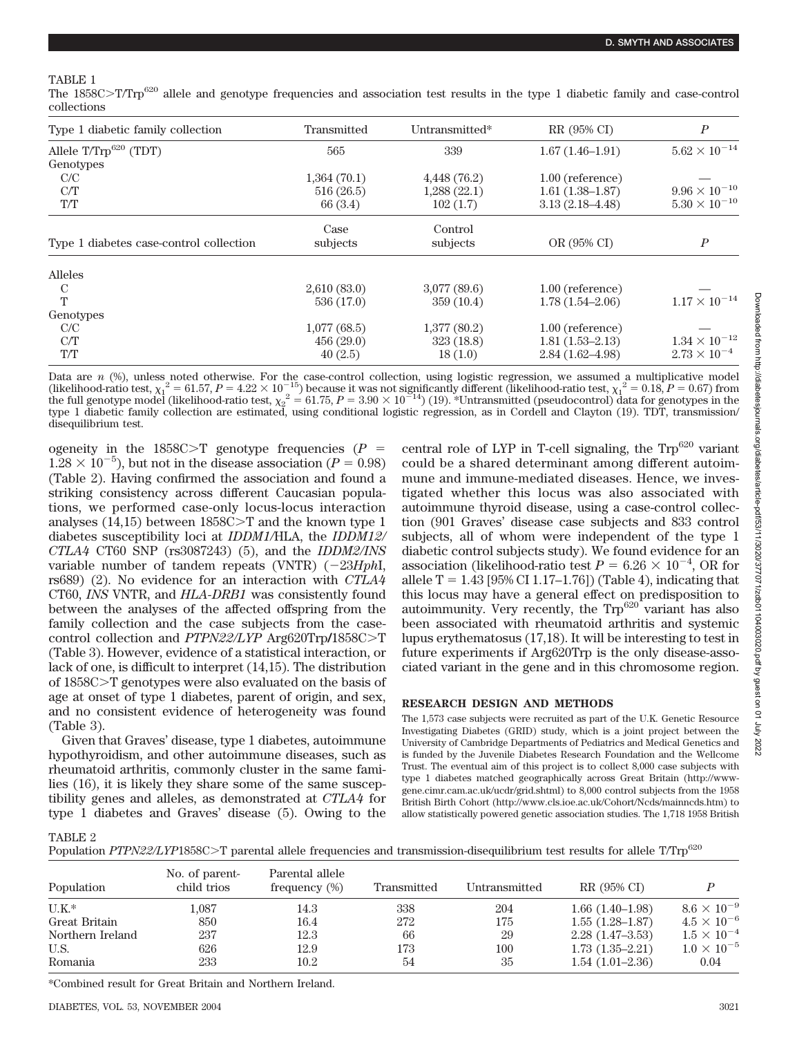TABLE 1

The 1858C>T/Trp[620] allele and genotype frequencies and association test results in the type 1 diabetic family and case-control collections

| Type 1 diabetic family collection | Transmitted | Untransmitted* | RR (95% CI) | $P$ |
|---|---|---|---|---|
| Allele T/Trp[620] (TDT) | 565 | 339 | 1.67 (1.46–1.91) | $5.62 \times 10^{-14}$ |
| Genotypes | | | | |
| C/C | 1,364 (70.1) | 4,448 (76.2) | 1.00 (reference) | — |
| C/T | 516 (26.5) | 1,288 (22.1) | 1.61 (1.38–1.87) | $9.96 \times 10^{-10}$ |
| T/T | 66 (3.4) | 102 (1.7) | 3.13 (2.18–4.48) | $5.30 \times 10^{-10}$ |
| **Type 1 diabetes case-control collection** | **Case subjects** | **Control subjects** | **OR (95% CI)** | $P$ |
| Alleles | | | | |
| C | 2,610 (83.0) | 3,077 (89.6) | 1.00 (reference) | — |
| T | 536 (17.0) | 359 (10.4) | 1.78 (1.54–2.06) | $1.17 \times 10^{-14}$ |
| Genotypes | | | | |
| C/C | 1,077 (68.5) | 1,377 (80.2) | 1.00 (reference) | — |
| C/T | 456 (29.0) | 323 (18.8) | 1.81 (1.53–2.13) | $1.34 \times 10^{-12}$ |
| T/T | 40 (2.5) | 18 (1.0) | 2.84 (1.62–4.98) | $2.73 \times 10^{-4}$ |

Data are $n$ (%), unless noted otherwise. For the case-control collection, using logistic regression, we assumed a multiplicative model (likelihood-ratio test, $\chi_1^2 = 61.57$, $P = 4.22 \times 10^{-15}$) because it was not significantly different (likelihood-ratio test, $\chi_1^2 = 0.18$, $P = 0.67$) from the full genotype model (likelihood-ratio test, $\chi_2^2 = 61.75$, $P = 3.90 \times 10^{-14}$) (19). *Untransmitted (pseudocontrol) data for genotypes in the type 1 diabetic family collection are estimated, using conditional logistic regression, as in Cordell and Clayton (19). TDT, transmission/disequilibrium test.

ogeneity in the 1858C>T genotype frequencies ($P = 1.28 \times 10^{-5}$), but not in the disease association ($P = 0.98$) (Table 2). Having confirmed the association and found a striking consistency across different Caucasian populations, we performed case-only locus-locus interaction analyses (14,15) between 1858C>T and the known type 1 diabetes susceptibility loci at *IDDM1*/HLA, the *IDDM12/CTLA4* CT60 SNP (rs3087243) (5), and the *IDDM2/INS* variable number of tandem repeats (VNTR) (−23*Hph*I, rs689) (2). No evidence for an interaction with *CTLA4* CT60, *INS* VNTR, and *HLA-DRB1* was consistently found between the analyses of the affected offspring from the family collection and the case subjects from the case-control collection and *PTPN22/LYP* Arg620Trp/1858C>T (Table 3). However, evidence of a statistical interaction, or lack of one, is difficult to interpret (14,15). The distribution of 1858C>T genotypes were also evaluated on the basis of age at onset of type 1 diabetes, parent of origin, and sex, and no consistent evidence of heterogeneity was found (Table 3).

Given that Graves' disease, type 1 diabetes, autoimmune hypothyroidism, and other autoimmune diseases, such as rheumatoid arthritis, commonly cluster in the same families (16), it is likely they share some of the same susceptibility genes and alleles, as demonstrated at *CTLA4* for type 1 diabetes and Graves' disease (5). Owing to the central role of LYP in T-cell signaling, the Trp[620] variant could be a shared determinant among different autoimmune and immune-mediated diseases. Hence, we investigated whether this locus was also associated with autoimmune thyroid disease, using a case-control collection (901 Graves' disease case subjects and 833 control subjects, all of whom were independent of the type 1 diabetic control subjects study). We found evidence for an association (likelihood-ratio test $P = 6.26 \times 10^{-4}$, OR for allele T = 1.43 [95% CI 1.17–1.76]) (Table 4), indicating that this locus may have a general effect on predisposition to autoimmunity. Very recently, the Trp[620] variant has also been associated with rheumatoid arthritis and systemic lupus erythematosus (17,18). It will be interesting to test in future experiments if Arg620Trp is the only disease-associated variant in the gene and in this chromosome region.

## RESEARCH DESIGN AND METHODS

The 1,573 case subjects were recruited as part of the U.K. Genetic Resource Investigating Diabetes (GRID) study, which is a joint project between the University of Cambridge Departments of Pediatrics and Medical Genetics and is funded by the Juvenile Diabetes Research Foundation and the Wellcome Trust. The eventual aim of this project is to collect 8,000 case subjects with type 1 diabetes matched geographically across Great Britain (http://www-gene.cimr.cam.ac.uk/ucdr/grid.shtml) to 8,000 control subjects from the 1958 British Birth Cohort (http://www.cls.ioe.ac.uk/Cohort/Ncds/mainncds.htm) to allow statistically powered genetic association studies. The 1,718 1958 British

TABLE 2

Population *PTPN22/LYP*1858C>T parental allele frequencies and transmission-disequilibrium test results for allele T/Trp[620]

| Population | No. of parent-child trios | Parental allele frequency (%) | Transmitted | Untransmitted | RR (95% CI) | $P$ |
|---|---|---|---|---|---|---|
| U.K.* | 1,087 | 14.3 | 338 | 204 | 1.66 (1.40–1.98) | $8.6 \times 10^{-9}$ |
| Great Britain | 850 | 16.4 | 272 | 175 | 1.55 (1.28–1.87) | $4.5 \times 10^{-6}$ |
| Northern Ireland | 237 | 12.3 | 66 | 29 | 2.28 (1.47–3.53) | $1.5 \times 10^{-4}$ |
| U.S. | 626 | 12.9 | 173 | 100 | 1.73 (1.35–2.21) | $1.0 \times 10^{-5}$ |
| Romania | 233 | 10.2 | 54 | 35 | 1.54 (1.01–2.36) | 0.04 |

*Combined result for Great Britain and Northern Ireland.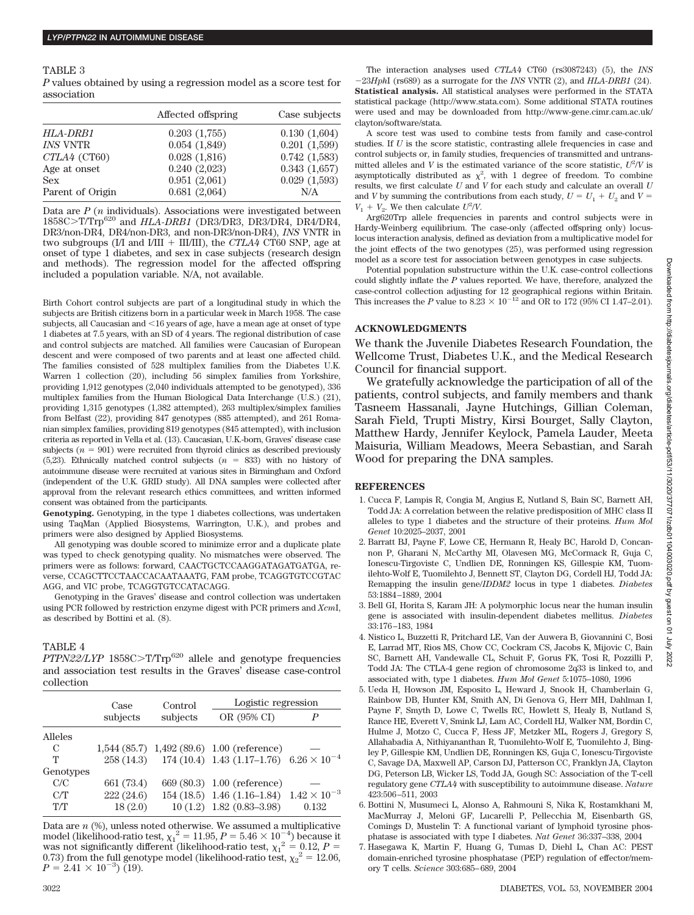TABLE 3

*P* values obtained by using a regression model as a score test for association

| | Affected offspring | Case subjects |
|---|---|---|
| *HLA-DRB1* | 0.203 (1,755) | 0.130 (1,604) |
| *INS* VNTR | 0.054 (1,849) | 0.201 (1,599) |
| *CTLA4* (CT60) | 0.028 (1,816) | 0.742 (1,583) |
| Age at onset | 0.240 (2,023) | 0.343 (1,657) |
| Sex | 0.951 (2,061) | 0.029 (1,593) |
| Parent of Origin | 0.681 (2,064) | N/A |

Data are *P* (*n* individuals). Associations were investigated between 1858C>T/Trp[620] and *HLA-DRB1* (DR3/DR3, DR3/DR4, DR4/DR4, DR3/non-DR4, DR4/non-DR3, and non-DR3/non-DR4), *INS* VNTR in two subgroups (I/I and I/III + III/III), the *CTLA4* CT60 SNP, age at onset of type 1 diabetes, and sex in case subjects (research design and methods). The regression model for the affected offspring included a population variable. N/A, not available.

Birth Cohort control subjects are part of a longitudinal study in which the subjects are British citizens born in a particular week in March 1958. The case subjects, all Caucasian and <16 years of age, have a mean age at onset of type 1 diabetes at 7.5 years, with an SD of 4 years. The regional distribution of case and control subjects are matched. All families were Caucasian of European descent and were composed of two parents and at least one affected child. The families consisted of 528 multiplex families from the Diabetes U.K. Warren 1 collection (20), including 56 simplex families from Yorkshire, providing 1,912 genotypes (2,040 individuals attempted to be genotyped), 336 multiplex families from the Human Biological Data Interchange (U.S.) (21), providing 1,315 genotypes (1,382 attempted), 263 multiplex/simplex families from Belfast (22), providing 847 genotypes (885 attempted), and 261 Romanian simplex families, providing 819 genotypes (845 attempted), with inclusion criteria as reported in Vella et al. (13). Caucasian, U.K.-born, Graves' disease case subjects ($n$ = 901) were recruited from thyroid clinics as described previously (5,23). Ethnically matched control subjects ($n$ = 833) with no history of autoimmune disease were recruited at various sites in Birmingham and Oxford (independent of the U.K. GRID study). All DNA samples were collected after approval from the relevant research ethics committees, and written informed consent was obtained from the participants.

**Genotyping.** Genotyping, in the type 1 diabetes collections, was undertaken using TaqMan (Applied Biosystems, Warrington, U.K.), and probes and primers were also designed by Applied Biosystems.

All genotyping was double scored to minimize error and a duplicate plate was typed to check genotyping quality. No mismatches were observed. The primers were as follows: forward, CAACTGCTCCAAGGATAGATGATGA, reverse, CCAGCTTCCTCAACCACAATAAATG, FAM probe, TCAGGTGTCCGTACAGG, and VIC probe, TCAGGTGTCCATACAGG.

Genotyping in the Graves' disease and control collection was undertaken using PCR followed by restriction enzyme digest with PCR primers and *Xcm*I, as described by Bottini et al. (8).

TABLE 4

*PTPN22/LYP* 1858C>T/Trp[620] allele and genotype frequencies and association test results in the Graves' disease case-control collection

| | Case subjects | Control subjects | Logistic regression | |
|---|---|---|---|---|
| | | | OR (95% CI) | *P* |
| Alleles | | | | |
| C | 1,544 (85.7) | 1,492 (89.6) | 1.00 (reference) | — |
| T | 258 (14.3) | 174 (10.4) | 1.43 (1.17–1.76) | $6.26 \times 10^{-4}$ |
| Genotypes | | | | |
| C/C | 661 (73.4) | 669 (80.3) | 1.00 (reference) | — |
| C/T | 222 (24.6) | 154 (18.5) | 1.46 (1.16–1.84) | $1.42 \times 10^{-3}$ |
| T/T | 18 (2.0) | 10 (1.2) | 1.82 (0.83–3.98) | 0.132 |

Data are *n* (%), unless noted otherwise. We assumed a multiplicative model (likelihood-ratio test, $\chi_1^2$ = 11.95, $P = 5.46 \times 10^{-4}$) because it was not significantly different (likelihood-ratio test, $\chi_1^2$ = 0.12, $P$ = 0.73) from the full genotype model (likelihood-ratio test, $\chi_2^2$ = 12.06, $P = 2.41 \times 10^{-3}$) (19).

The interaction analyses used *CTLA4* CT60 (rs3087243) (5), the *INS* −23*Hph*I (rs689) as a surrogate for the *INS* VNTR (2), and *HLA-DRB1* (24).

**Statistical analysis.** All statistical analyses were performed in the STATA statistical package (http://www.stata.com). Some additional STATA routines were used and may be downloaded from http://www-gene.cimr.cam.ac.uk/clayton/software/stata.

A score test was used to combine tests from family and case-control studies. If $U$ is the score statistic, contrasting allele frequencies in case and control subjects or, in family studies, frequencies of transmitted and untransmitted alleles and $V$ is the estimated variance of the score statistic, $U^2/V$ is asymptotically distributed as $\chi^2$, with 1 degree of freedom. To combine results, we first calculate $U$ and $V$ for each study and calculate an overall $U$ and $V$ by summing the contributions from each study, $U = U_1 + U_2$ and $V = V_1 + V_2$. We then calculate $U^2/V$.

Arg620Trp allele frequencies in parents and control subjects were in Hardy-Weinberg equilibrium. The case-only (affected offspring only) locus-locus interaction analysis, defined as deviation from a multiplicative model for the joint effects of the two genotypes (25), was performed using regression model as a score test for association between genotypes in case subjects.

Potential population substructure within the U.K. case-control collections could slightly inflate the *P* values reported. We have, therefore, analyzed the case-control collection adjusting for 12 geographical regions within Britain. This increases the *P* value to $8.23 \times 10^{-12}$ and OR to 172 (95% CI 1.47–2.01).

## ACKNOWLEDGMENTS

We thank the Juvenile Diabetes Research Foundation, the Wellcome Trust, Diabetes U.K., and the Medical Research Council for financial support.

We gratefully acknowledge the participation of all of the patients, control subjects, and family members and thank Tasneem Hassanali, Jayne Hutchings, Gillian Coleman, Sarah Field, Trupti Mistry, Kirsi Bourget, Sally Clayton, Matthew Hardy, Jennifer Keylock, Pamela Lauder, Meeta Maisuria, William Meadows, Meera Sebastian, and Sarah Wood for preparing the DNA samples.

## REFERENCES

1. Cucca F, Lampis R, Congia M, Angius E, Nutland S, Bain SC, Barnett AH, Todd JA: A correlation between the relative predisposition of MHC class II alleles to type 1 diabetes and the structure of their proteins. *Hum Mol Genet* 10:2025–2037, 2001
2. Barratt BJ, Payne F, Lowe CE, Hermann R, Healy BC, Harold D, Concannon P, Gharani N, McCarthy MI, Olavesen MG, McCormack R, Guja C, Ionescu-Tirgoviste C, Undlien DE, Ronningen KS, Gillespie KM, Tuomilehto-Wolf E, Tuomilehto J, Bennett ST, Clayton DG, Cordell HJ, Todd JA: Remapping the insulin gene/*IDDM2* locus in type 1 diabetes. *Diabetes* 53:1884–1889, 2004
3. Bell GI, Horita S, Karam JH: A polymorphic locus near the human insulin gene is associated with insulin-dependent diabetes mellitus. *Diabetes* 33:176–183, 1984
4. Nistico L, Buzzetti R, Pritchard LE, Van der Auwera B, Giovannini C, Bosi E, Larrad MT, Rios MS, Chow CC, Cockram CS, Jacobs K, Mijovic C, Bain SC, Barnett AH, Vandewalle CL, Schuit F, Gorus FK, Tosi R, Pozzilli P, Todd JA: The CTLA-4 gene region of chromosome 2q33 is linked to, and associated with, type 1 diabetes. *Hum Mol Genet* 5:1075–1080, 1996
5. Ueda H, Howson JM, Esposito L, Heward J, Snook H, Chamberlain G, Rainbow DB, Hunter KM, Smith AN, Di Genova G, Herr MH, Dahlman I, Payne F, Smyth D, Lowe C, Twells RC, Howlett S, Healy B, Nutland S, Rance HE, Everett V, Smink LJ, Lam AC, Cordell HJ, Walker NM, Bordin C, Hulme J, Motzo C, Cucca F, Hess JF, Metzker ML, Rogers J, Gregory S, Allahabadia A, Nithiyananthan R, Tuomilehto-Wolf E, Tuomilehto J, Bingley P, Gillespie KM, Undlien DE, Ronningen KS, Guja C, Ionescu-Tirgoviste C, Savage DA, Maxwell AP, Carson DJ, Patterson CC, Franklyn JA, Clayton DG, Peterson LB, Wicker LS, Todd JA, Gough SC: Association of the T-cell regulatory gene *CTLA4* with susceptibility to autoimmune disease. *Nature* 423:506–511, 2003
6. Bottini N, Musumeci L, Alonso A, Rahmouni S, Nika K, Rostamkhani M, MacMurray J, Meloni GF, Lucarelli P, Pellecchia M, Eisenbarth GS, Comings D, Mustelin T: A functional variant of lymphoid tyrosine phosphatase is associated with type I diabetes. *Nat Genet* 36:337–338, 2004
7. Hasegawa K, Martin F, Huang G, Tumas D, Diehl L, Chan AC: PEST domain-enriched tyrosine phosphatase (PEP) regulation of effector/memory T cells. *Science* 303:685–689, 2004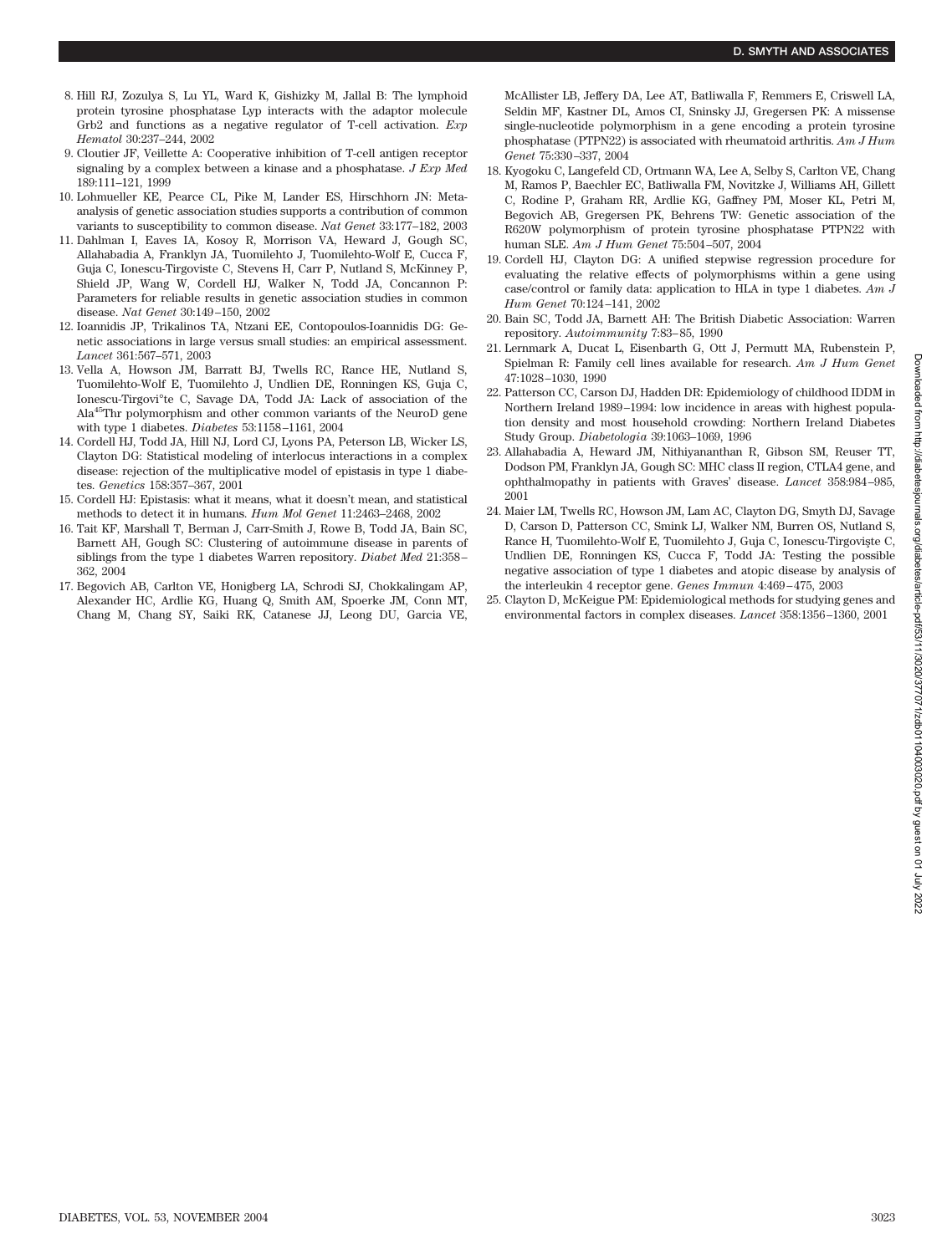8. Hill RJ, Zozulya S, Lu YL, Ward K, Gishizky M, Jallal B: The lymphoid protein tyrosine phosphatase Lyp interacts with the adaptor molecule Grb2 and functions as a negative regulator of T-cell activation. *Exp Hematol* 30:237–244, 2002
9. Cloutier JF, Veillette A: Cooperative inhibition of T-cell antigen receptor signaling by a complex between a kinase and a phosphatase. *J Exp Med* 189:111–121, 1999
10. Lohmueller KE, Pearce CL, Pike M, Lander ES, Hirschhorn JN: Meta-analysis of genetic association studies supports a contribution of common variants to susceptibility to common disease. *Nat Genet* 33:177–182, 2003
11. Dahlman I, Eaves IA, Kosoy R, Morrison VA, Heward J, Gough SC, Allahabadia A, Franklyn JA, Tuomilehto J, Tuomilehto-Wolf E, Cucca F, Guja C, Ionescu-Tirgoviste C, Stevens H, Carr P, Nutland S, McKinney P, Shield JP, Wang W, Cordell HJ, Walker N, Todd JA, Concannon P: Parameters for reliable results in genetic association studies in common disease. *Nat Genet* 30:149–150, 2002
12. Ioannidis JP, Trikalinos TA, Ntzani EE, Contopoulos-Ioannidis DG: Genetic associations in large versus small studies: an empirical assessment. *Lancet* 361:567–571, 2003
13. Vella A, Howson JM, Barratt BJ, Twells RC, Rance HE, Nutland S, Tuomilehto-Wolf E, Tuomilehto J, Undlien DE, Ronningen KS, Guja C, Ionescu-Tirgovi°te C, Savage DA, Todd JA: Lack of association of the Ala[45]Thr polymorphism and other common variants of the NeuroD gene with type 1 diabetes. *Diabetes* 53:1158–1161, 2004
14. Cordell HJ, Todd JA, Hill NJ, Lord CJ, Lyons PA, Peterson LB, Wicker LS, Clayton DG: Statistical modeling of interlocus interactions in a complex disease: rejection of the multiplicative model of epistasis in type 1 diabetes. *Genetics* 158:357–367, 2001
15. Cordell HJ: Epistasis: what it means, what it doesn't mean, and statistical methods to detect it in humans. *Hum Mol Genet* 11:2463–2468, 2002
16. Tait KF, Marshall T, Berman J, Carr-Smith J, Rowe B, Todd JA, Bain SC, Barnett AH, Gough SC: Clustering of autoimmune disease in parents of siblings from the type 1 diabetes Warren repository. *Diabet Med* 21:358–362, 2004
17. Begovich AB, Carlton VE, Honigberg LA, Schrodi SJ, Chokkalingam AP, Alexander HC, Ardlie KG, Huang Q, Smith AM, Spoerke JM, Conn MT, Chang M, Chang SY, Saiki RK, Catanese JJ, Leong DU, Garcia VE, McAllister LB, Jeffery DA, Lee AT, Batliwalla F, Remmers E, Criswell LA, Seldin MF, Kastner DL, Amos CI, Sninsky JJ, Gregersen PK: A missense single-nucleotide polymorphism in a gene encoding a protein tyrosine phosphatase (PTPN22) is associated with rheumatoid arthritis. *Am J Hum Genet* 75:330–337, 2004
18. Kyogoku C, Langefeld CD, Ortmann WA, Lee A, Selby S, Carlton VE, Chang M, Ramos P, Baechler EC, Batliwalla FM, Novitzke J, Williams AH, Gillett C, Rodine P, Graham RR, Ardlie KG, Gaffney PM, Moser KL, Petri M, Begovich AB, Gregersen PK, Behrens TW: Genetic association of the R620W polymorphism of protein tyrosine phosphatase PTPN22 with human SLE. *Am J Hum Genet* 75:504–507, 2004
19. Cordell HJ, Clayton DG: A unified stepwise regression procedure for evaluating the relative effects of polymorphisms within a gene using case/control or family data: application to HLA in type 1 diabetes. *Am J Hum Genet* 70:124–141, 2002
20. Bain SC, Todd JA, Barnett AH: The British Diabetic Association: Warren repository. *Autoimmunity* 7:83–85, 1990
21. Lernmark A, Ducat L, Eisenbarth G, Ott J, Permutt MA, Rubenstein P, Spielman R: Family cell lines available for research. *Am J Hum Genet* 47:1028–1030, 1990
22. Patterson CC, Carson DJ, Hadden DR: Epidemiology of childhood IDDM in Northern Ireland 1989–1994: low incidence in areas with highest population density and most household crowding: Northern Ireland Diabetes Study Group. *Diabetologia* 39:1063–1069, 1996
23. Allahabadia A, Heward JM, Nithiyananthan R, Gibson SM, Reuser TT, Dodson PM, Franklyn JA, Gough SC: MHC class II region, CTLA4 gene, and ophthalmopathy in patients with Graves' disease. *Lancet* 358:984–985, 2001
24. Maier LM, Twells RC, Howson JM, Lam AC, Clayton DG, Smyth DJ, Savage D, Carson D, Patterson CC, Smink LJ, Walker NM, Burren OS, Nutland S, Rance H, Tuomilehto-Wolf E, Tuomilehto J, Guja C, Ionescu-Tirgoviște C, Undlien DE, Ronningen KS, Cucca F, Todd JA: Testing the possible negative association of type 1 diabetes and atopic disease by analysis of the interleukin 4 receptor gene. *Genes Immun* 4:469–475, 2003
25. Clayton D, McKeigue PM: Epidemiological methods for studying genes and environmental factors in complex diseases. *Lancet* 358:1356–1360, 2001